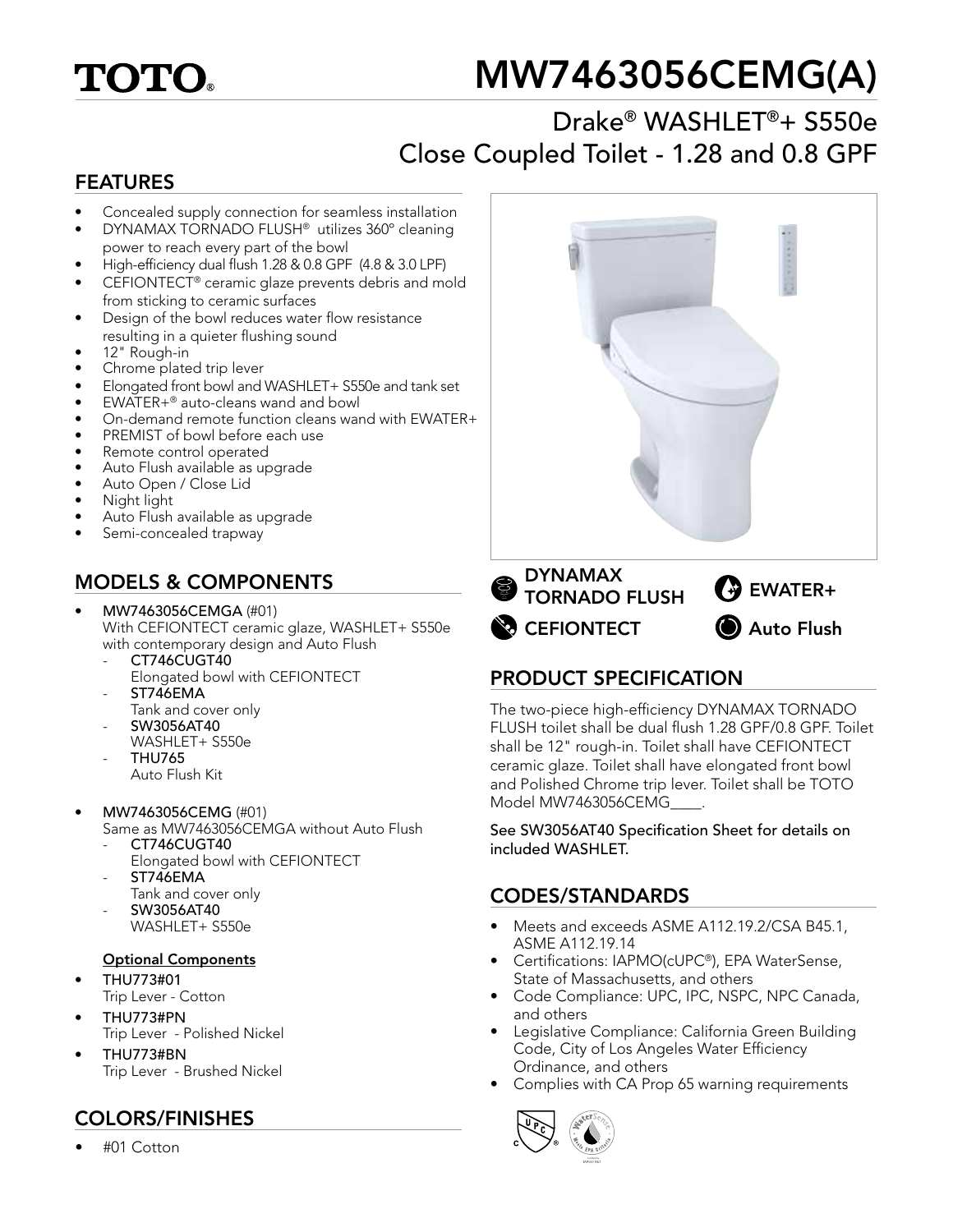TOTO®

# MW7463056CEMG(A)

## Drake® WASHLET®+ S550e Close Coupled Toilet - 1.28 and 0.8 GPF

## FEATURES

- Concealed supply connection for seamless installation
- DYNAMAX TORNADO FLUSH® utilizes 360° cleaning power to reach every part of the bowl
- High-efficiency dual flush 1.28 & 0.8 GPF (4.8 & 3.0 LPF)
- CEFIONTECT® ceramic glaze prevents debris and mold from sticking to ceramic surfaces
- Design of the bowl reduces water flow resistance resulting in a quieter flushing sound
- 12" Rough-in
- Chrome plated trip lever
- Elongated front bowl and WASHLET+ S550e and tank set
- EWATER+® auto-cleans wand and bowl
- On-demand remote function cleans wand with EWATER+
- PREMIST of bowl before each use
- Remote control operated
- Auto Flush available as upgrade
- Auto Open / Close Lid
- Night light
- Auto Flush available as upgrade
- Semi-concealed trapway

## MODELS & COMPONENTS

- **MW7463056CEMGA** (#01)
  With CEFIONTECT ceramic glaze, WASHLET+ S550e with contemporary design and Auto Flush
  - **CT746CUGT40**
    Elongated bowl with CEFIONTECT
  - **ST746EMA**
    Tank and cover only
  - **SW3056AT40**
    WASHLET+ S550e
  - **THU765**
    Auto Flush Kit
- **MW7463056CEMG** (#01)
  Same as MW7463056CEMGA without Auto Flush
  - **CT746CUGT40**
    Elongated bowl with CEFIONTECT
  - **ST746EMA**
    Tank and cover only
  - **SW3056AT40**
    WASHLET+ S550e

**Optional Components**

- **THU773#01**
  Trip Lever - Cotton
- **THU773#PN**
  Trip Lever - Polished Nickel
- **THU773#BN**
  Trip Lever - Brushed Nickel

## COLORS/FINISHES

- #01 Cotton

DYNAMAX TORNADO FLUSH

EWATER+

CEFIONTECT

Auto Flush

## PRODUCT SPECIFICATION

The two-piece high-efficiency DYNAMAX TORNADO FLUSH toilet shall be dual flush 1.28 GPF/0.8 GPF. Toilet shall be 12" rough-in. Toilet shall have CEFIONTECT ceramic glaze. Toilet shall have elongated front bowl and Polished Chrome trip lever. Toilet shall be TOTO Model MW7463056CEMG____.

**See SW3056AT40 Specification Sheet for details on included WASHLET.**

## CODES/STANDARDS

- Meets and exceeds ASME A112.19.2/CSA B45.1, ASME A112.19.14
- Certifications: IAPMO(cUPC®), EPA WaterSense, State of Massachusetts, and others
- Code Compliance: UPC, IPC, NSPC, NPC Canada, and others
- Legislative Compliance: California Green Building Code, City of Los Angeles Water Efficiency Ordinance, and others
- Complies with CA Prop 65 warning requirements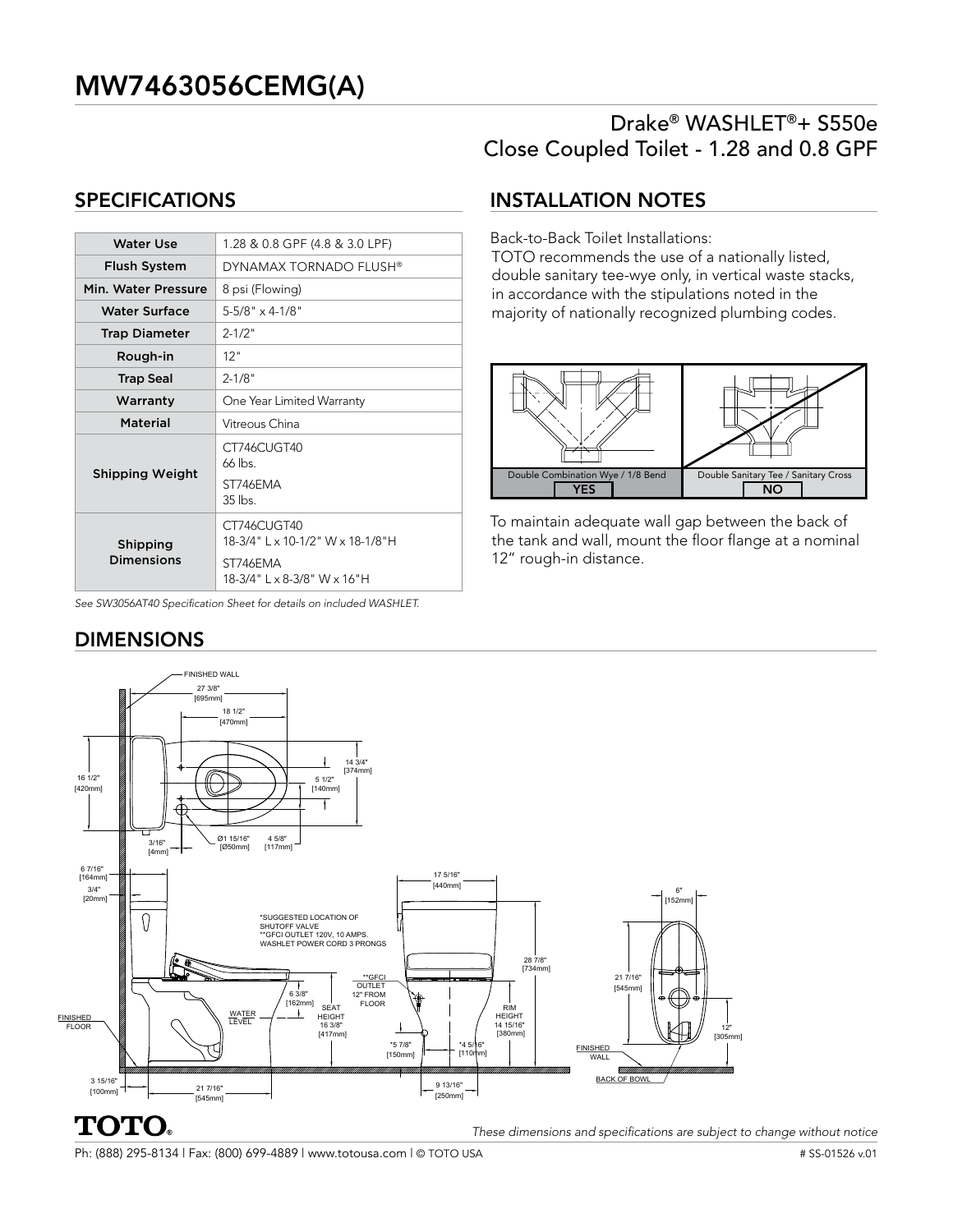# MW7463056CEMG(A)

Drake® WASHLET®+ S550e
Close Coupled Toilet - 1.28 and 0.8 GPF

## SPECIFICATIONS

| | |
|---|---|
| Water Use | 1.28 & 0.8 GPF (4.8 & 3.0 LPF) |
| Flush System | DYNAMAX TORNADO FLUSH® |
| Min. Water Pressure | 8 psi (Flowing) |
| Water Surface | 5-5/8" x 4-1/8" |
| Trap Diameter | 2-1/2" |
| Rough-in | 12" |
| Trap Seal | 2-1/8" |
| Warranty | One Year Limited Warranty |
| Material | Vitreous China |
| Shipping Weight | CT746CUGT40 66 lbs. ST746EMA 35 lbs. |
| Shipping Dimensions | CT746CUGT40 18-3/4" L x 10-1/2" W x 18-1/8"H ST746EMA 18-3/4" L x 8-3/8" W x 16"H |

*See SW3056AT40 Specification Sheet for details on included WASHLET.*

## INSTALLATION NOTES

Back-to-Back Toilet Installations:
TOTO recommends the use of a nationally listed, double sanitary tee-wye only, in vertical waste stacks, in accordance with the stipulations noted in the majority of nationally recognized plumbing codes.

Double Combination Wye / 1/8 Bend
YES

Double Sanitary Tee / Sanitary Cross
NO

To maintain adequate wall gap between the back of the tank and wall, mount the floor flange at a nominal 12" rough-in distance.

## DIMENSIONS

FINISHED WALL
27 3/8" [695mm]
18 1/2" [470mm]
14 3/4" [374mm]
16 1/2" [420mm]
5 1/2" [140mm]
3/16" [4mm]
Ø1 15/16" [Ø50mm]
4 5/8" [117mm]
6 7/16" [164mm]
3/4" [20mm]
17 5/16" [440mm]
6" [152mm]
*SUGGESTED LOCATION OF SHUTOFF VALVE
**GFCI OUTLET 120V, 10 AMPS. WASHLET POWER CORD 3 PRONGS
28 7/8" [734mm]
**GFCI OUTLET 12" FROM FLOOR
21 7/16" [545mm]
6 3/8" [162mm]
SEAT HEIGHT 16 3/8" [417mm]
WATER LEVEL
RIM HEIGHT 14 15/16" [380mm]
FINISHED FLOOR
*5 7/8" [150mm]
*4 5/16" [110mm]
12" [305mm]
FINISHED WALL
BACK OF BOWL
3 15/16" [100mm]
21 7/16" [545mm]
9 13/16" [250mm]

*These dimensions and specifications are subject to change without notice*

Ph: (888) 295-8134 | Fax: (800) 699-4889 | www.totousa.com | © TOTO USA

# SS-01526 v.01